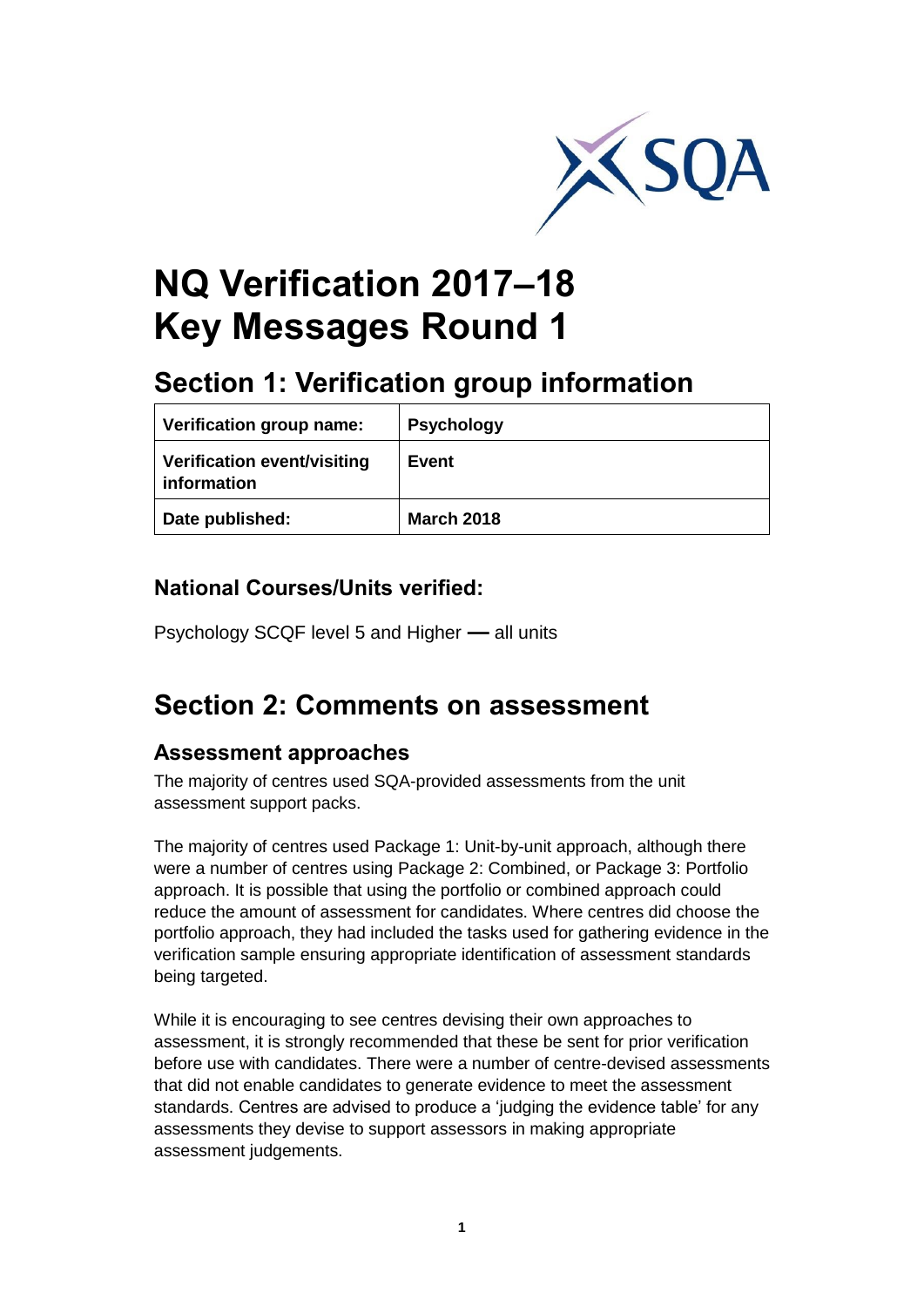# NQ Verification 2017–18 Key Messages Round 1

## Section 1: Verification group information

| Verification group name: | Psychology |
|---|---|
| Verification event/visiting information | Event |
| Date published: | March 2018 |

### National Courses/Units verified:

Psychology SCQF level 5 and Higher — all units

## Section 2: Comments on assessment

### Assessment approaches

The majority of centres used SQA-provided assessments from the unit assessment support packs.

The majority of centres used Package 1: Unit-by-unit approach, although there were a number of centres using Package 2: Combined, or Package 3: Portfolio approach. It is possible that using the portfolio or combined approach could reduce the amount of assessment for candidates. Where centres did choose the portfolio approach, they had included the tasks used for gathering evidence in the verification sample ensuring appropriate identification of assessment standards being targeted.

While it is encouraging to see centres devising their own approaches to assessment, it is strongly recommended that these be sent for prior verification before use with candidates. There were a number of centre-devised assessments that did not enable candidates to generate evidence to meet the assessment standards. Centres are advised to produce a 'judging the evidence table' for any assessments they devise to support assessors in making appropriate assessment judgements.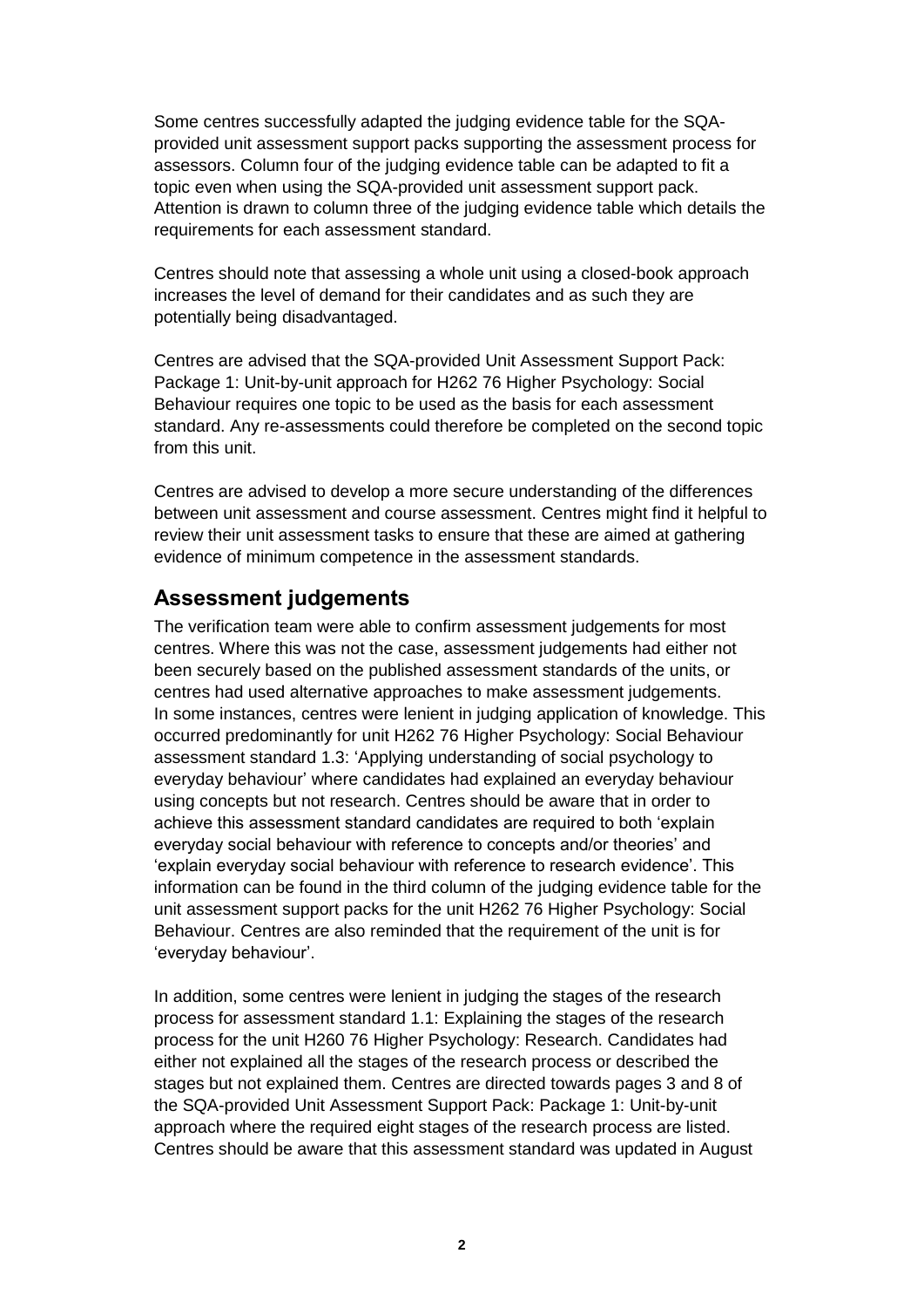Some centres successfully adapted the judging evidence table for the SQA-provided unit assessment support packs supporting the assessment process for assessors. Column four of the judging evidence table can be adapted to fit a topic even when using the SQA-provided unit assessment support pack. Attention is drawn to column three of the judging evidence table which details the requirements for each assessment standard.

Centres should note that assessing a whole unit using a closed-book approach increases the level of demand for their candidates and as such they are potentially being disadvantaged.

Centres are advised that the SQA-provided Unit Assessment Support Pack: Package 1: Unit-by-unit approach for H262 76 Higher Psychology: Social Behaviour requires one topic to be used as the basis for each assessment standard. Any re-assessments could therefore be completed on the second topic from this unit.

Centres are advised to develop a more secure understanding of the differences between unit assessment and course assessment. Centres might find it helpful to review their unit assessment tasks to ensure that these are aimed at gathering evidence of minimum competence in the assessment standards.

## Assessment judgements

The verification team were able to confirm assessment judgements for most centres. Where this was not the case, assessment judgements had either not been securely based on the published assessment standards of the units, or centres had used alternative approaches to make assessment judgements. In some instances, centres were lenient in judging application of knowledge. This occurred predominantly for unit H262 76 Higher Psychology: Social Behaviour assessment standard 1.3: 'Applying understanding of social psychology to everyday behaviour' where candidates had explained an everyday behaviour using concepts but not research. Centres should be aware that in order to achieve this assessment standard candidates are required to both 'explain everyday social behaviour with reference to concepts and/or theories' and 'explain everyday social behaviour with reference to research evidence'. This information can be found in the third column of the judging evidence table for the unit assessment support packs for the unit H262 76 Higher Psychology: Social Behaviour. Centres are also reminded that the requirement of the unit is for 'everyday behaviour'.

In addition, some centres were lenient in judging the stages of the research process for assessment standard 1.1: Explaining the stages of the research process for the unit H260 76 Higher Psychology: Research. Candidates had either not explained all the stages of the research process or described the stages but not explained them. Centres are directed towards pages 3 and 8 of the SQA-provided Unit Assessment Support Pack: Package 1: Unit-by-unit approach where the required eight stages of the research process are listed. Centres should be aware that this assessment standard was updated in August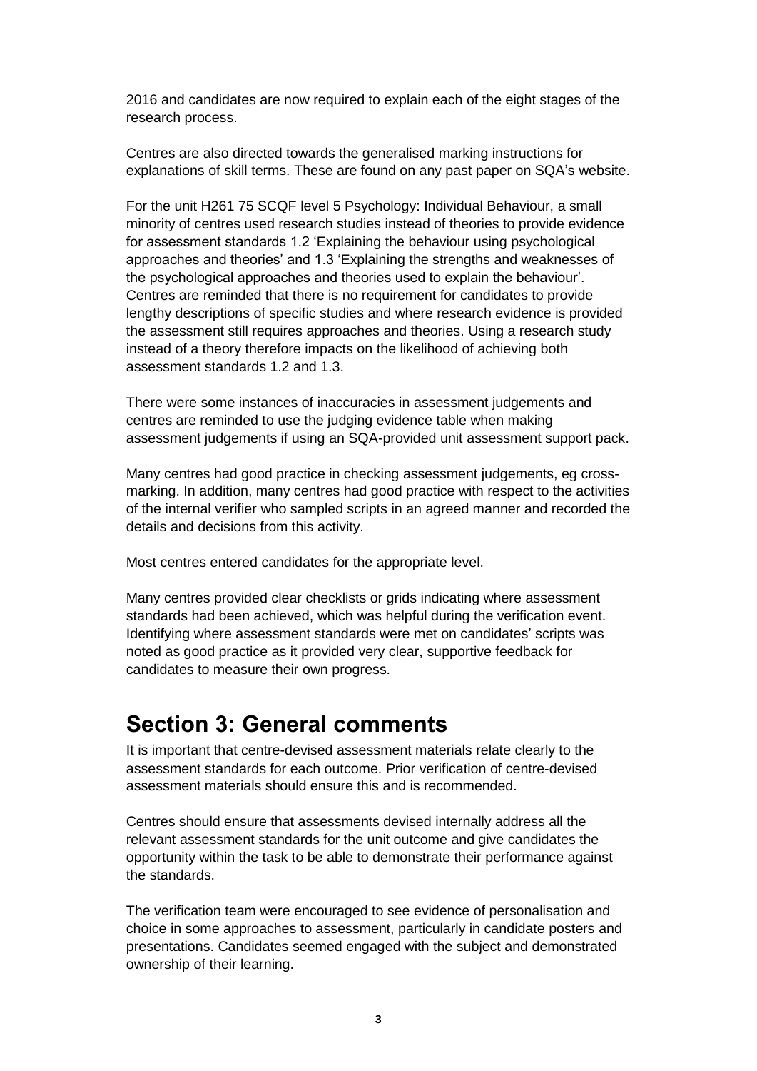2016 and candidates are now required to explain each of the eight stages of the research process.

Centres are also directed towards the generalised marking instructions for explanations of skill terms. These are found on any past paper on SQA's website.

For the unit H261 75 SCQF level 5 Psychology: Individual Behaviour, a small minority of centres used research studies instead of theories to provide evidence for assessment standards 1.2 'Explaining the behaviour using psychological approaches and theories' and 1.3 'Explaining the strengths and weaknesses of the psychological approaches and theories used to explain the behaviour'. Centres are reminded that there is no requirement for candidates to provide lengthy descriptions of specific studies and where research evidence is provided the assessment still requires approaches and theories. Using a research study instead of a theory therefore impacts on the likelihood of achieving both assessment standards 1.2 and 1.3.

There were some instances of inaccuracies in assessment judgements and centres are reminded to use the judging evidence table when making assessment judgements if using an SQA-provided unit assessment support pack.

Many centres had good practice in checking assessment judgements, eg cross-marking. In addition, many centres had good practice with respect to the activities of the internal verifier who sampled scripts in an agreed manner and recorded the details and decisions from this activity.

Most centres entered candidates for the appropriate level.

Many centres provided clear checklists or grids indicating where assessment standards had been achieved, which was helpful during the verification event. Identifying where assessment standards were met on candidates' scripts was noted as good practice as it provided very clear, supportive feedback for candidates to measure their own progress.

## Section 3: General comments

It is important that centre-devised assessment materials relate clearly to the assessment standards for each outcome. Prior verification of centre-devised assessment materials should ensure this and is recommended.

Centres should ensure that assessments devised internally address all the relevant assessment standards for the unit outcome and give candidates the opportunity within the task to be able to demonstrate their performance against the standards.

The verification team were encouraged to see evidence of personalisation and choice in some approaches to assessment, particularly in candidate posters and presentations. Candidates seemed engaged with the subject and demonstrated ownership of their learning.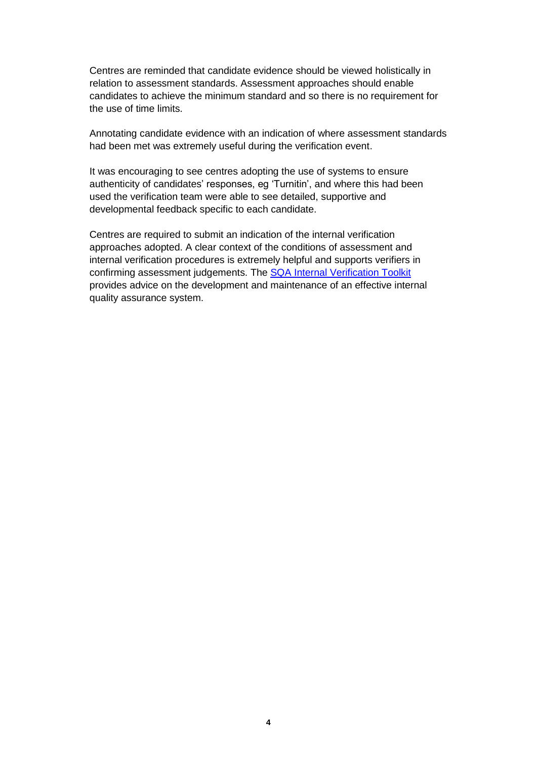Centres are reminded that candidate evidence should be viewed holistically in relation to assessment standards. Assessment approaches should enable candidates to achieve the minimum standard and so there is no requirement for the use of time limits.

Annotating candidate evidence with an indication of where assessment standards had been met was extremely useful during the verification event.

It was encouraging to see centres adopting the use of systems to ensure authenticity of candidates' responses, eg 'Turnitin', and where this had been used the verification team were able to see detailed, supportive and developmental feedback specific to each candidate.

Centres are required to submit an indication of the internal verification approaches adopted. A clear context of the conditions of assessment and internal verification procedures is extremely helpful and supports verifiers in confirming assessment judgements. The SQA Internal Verification Toolkit provides advice on the development and maintenance of an effective internal quality assurance system.